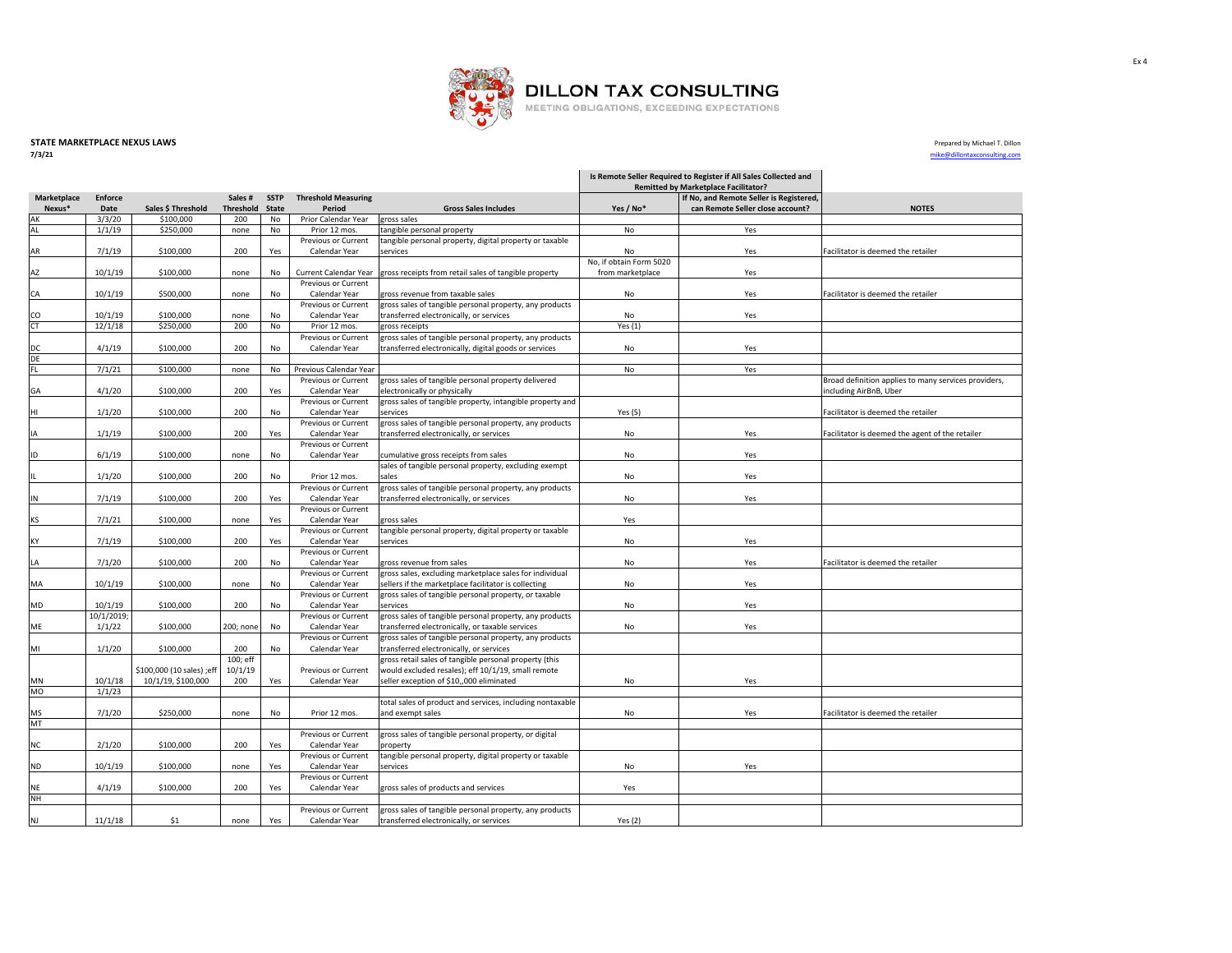# DILLON TAX CONSULTING

MEETING OBLIGATIONS, EXCEEDING EXPECTATIONS

Ex 4

**STATE MARKETPLACE NEXUS LAWS**

**7/3/21**

Prepared by Michael T. Dillon
mike@dillontaxconsulting.com

| Marketplace Nexus* | Enforce Date | Sales $ Threshold | Sales # Threshold | SSTP State | Threshold Measuring Period | Gross Sales Includes | Is Remote Seller Required to Register if All Sales Collected and Remitted by Marketplace Facilitator? | | NOTES |
|---|---|---|---|---|---|---|---|---|---|
| | | | | | | | Yes / No* | If No, and Remote Seller is Registered, can Remote Seller close account? | |
| AK | 3/3/20 | $100,000 | 200 | No | Prior Calendar Year | gross sales | | | |
| AL | 1/1/19 | $250,000 | none | No | Prior 12 mos. | tangible personal property | No | Yes | |
| AR | 7/1/19 | $100,000 | 200 | Yes | Previous or Current Calendar Year | tangible personal property, digital property or taxable services | No | Yes | Facilitator is deemed the retailer |
| AZ | 10/1/19 | $100,000 | none | No | Current Calendar Year | gross receipts from retail sales of tangible property | No, if obtain Form 5020 from marketplace | Yes | |
| CA | 10/1/19 | $500,000 | none | No | Previous or Current Calendar Year | gross revenue from taxable sales | No | Yes | Facilitator is deemed the retailer |
| CO | 10/1/19 | $100,000 | none | No | Previous or Current Calendar Year | gross sales of tangible personal property, any products transferred electronically, or services | No | Yes | |
| CT | 12/1/18 | $250,000 | 200 | No | Prior 12 mos. | gross receipts | Yes (1) | | |
| DC | 4/1/19 | $100,000 | 200 | No | Previous or Current Calendar Year | gross sales of tangible personal property, any products transferred electronically, digital goods or services | No | Yes | |
| DE | | | | | | | | | |
| FL | 7/1/21 | $100,000 | none | No | Previous Calendar Year | | No | Yes | |
| GA | 4/1/20 | $100,000 | 200 | Yes | Previous or Current Calendar Year | gross sales of tangible personal property delivered electronically or physically | | | Broad definition applies to many services providers, including AirBnB, Uber |
| HI | 1/1/20 | $100,000 | 200 | No | Previous or Current Calendar Year | gross sales of tangible property, intangible property and services | Yes (5) | | Facilitator is deemed the retailer |
| IA | 1/1/19 | $100,000 | 200 | Yes | Previous or Current Calendar Year | gross sales of tangible personal property, any products transferred electronically, or services | No | Yes | Facilitator is deemed the agent of the retailer |
| ID | 6/1/19 | $100,000 | none | No | Previous or Current Calendar Year | cumulative gross receipts from sales | No | Yes | |
| IL | 1/1/20 | $100,000 | 200 | No | Prior 12 mos. | sales of tangible personal property, excluding exempt sales | No | Yes | |
| IN | 7/1/19 | $100,000 | 200 | Yes | Previous or Current Calendar Year | gross sales of tangible personal property, any products transferred electronically, or services | No | Yes | |
| KS | 7/1/21 | $100,000 | none | Yes | Previous or Current Calendar Year | gross sales | Yes | | |
| KY | 7/1/19 | $100,000 | 200 | Yes | Previous or Current Calendar Year | tangible personal property, digital property or taxable services | No | Yes | |
| LA | 7/1/20 | $100,000 | 200 | No | Previous or Current Calendar Year | gross revenue from sales | No | Yes | Facilitator is deemed the retailer |
| MA | 10/1/19 | $100,000 | none | No | Previous or Current Calendar Year | gross sales, excluding marketplace sales for individual sellers if the marketplace facilitator is collecting | No | Yes | |
| MD | 10/1/19 | $100,000 | 200 | No | Previous or Current Calendar Year | gross sales of tangible personal property, or taxable services | No | Yes | |
| ME | 10/1/2019; 1/1/22 | $100,000 | 200; none | No | Previous or Current Calendar Year | gross sales of tangible personal property, any products transferred electronically, or taxable services | No | Yes | |
| MI | 1/1/20 | $100,000 | 200 | No | Previous or Current Calendar Year | gross sales of tangible personal property, any products transferred electronically, or services | | | |
| MN | 10/1/18 | $100,000 (10 sales) ;eff 10/1/19, $100,000 | 100; eff 10/1/19 200 | Yes | Previous or Current Calendar Year | gross retail sales of tangible personal property (this would excluded resales); eff 10/1/19, small remote seller exception of $10,,000 eliminated | No | Yes | |
| MO | 1/1/23 | | | | | | | | |
| MS | 7/1/20 | $250,000 | none | No | Prior 12 mos. | total sales of product and services, including nontaxable and exempt sales | No | Yes | Facilitator is deemed the retailer |
| MT | | | | | | | | | |
| NC | 2/1/20 | $100,000 | 200 | Yes | Previous or Current Calendar Year | gross sales of tangible personal property, or digital property | | | |
| ND | 10/1/19 | $100,000 | none | Yes | Previous or Current Calendar Year | tangible personal property, digital property or taxable services | No | Yes | |
| NE | 4/1/19 | $100,000 | 200 | Yes | Previous or Current Calendar Year | gross sales of products and services | Yes | | |
| NH | | | | | | | | | |
| NJ | 11/1/18 | $1 | none | Yes | Previous or Current Calendar Year | gross sales of tangible personal property, any products transferred electronically, or services | Yes (2) | | |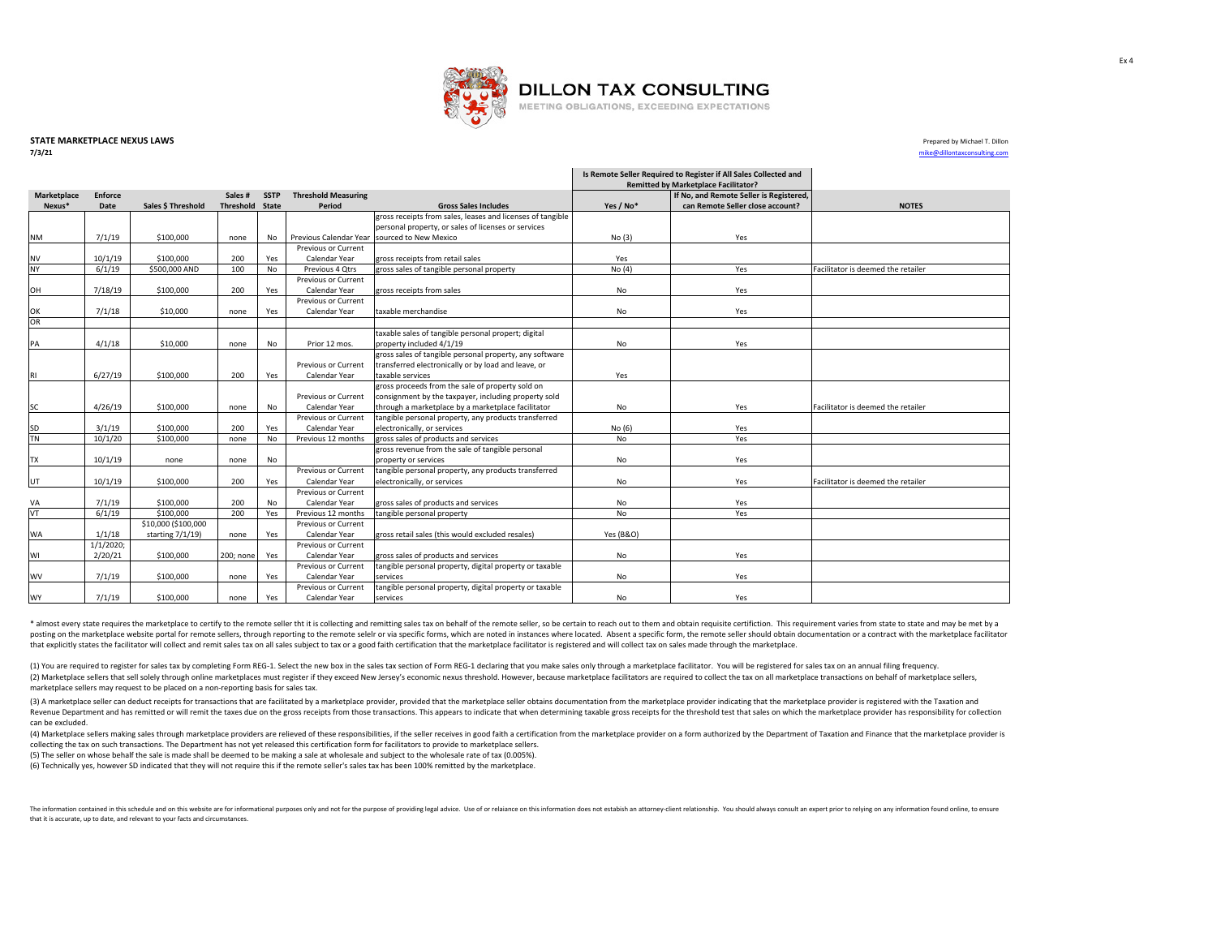Ex 4

DILLON TAX CONSULTING

MEETING OBLIGATIONS, EXCEEDING EXPECTATIONS

**STATE MARKETPLACE NEXUS LAWS**

**7/3/21**

Prepared by Michael T. Dillon

mike@dillontaxconsulting.com

| | | | | | | | Is Remote Seller Required to Register if All Sales Collected and Remitted by Marketplace Facilitator? | | |
|---|---|---|---|---|---|---|---|---|---|
| **Marketplace Nexus*** | **Enforce Date** | **Sales $ Threshold** | **Sales # Threshold** | **SSTP State** | **Threshold Measuring Period** | **Gross Sales Includes** | **Yes / No*** | **If No, and Remote Seller is Registered, can Remote Seller close account?** | **NOTES** |
| NM | 7/1/19 | $100,000 | none | No | Previous Calendar Year | gross receipts from sales, leases and licenses of tangible personal property, or sales of licenses or services sourced to New Mexico | No (3) | Yes | |
| NV | 10/1/19 | $100,000 | 200 | Yes | Previous or Current Calendar Year | gross receipts from retail sales | Yes | | |
| NY | 6/1/19 | $500,000 AND | 100 | No | Previous 4 Qtrs | gross sales of tangible personal property | No (4) | Yes | Facilitator is deemed the retailer |
| OH | 7/18/19 | $100,000 | 200 | Yes | Previous or Current Calendar Year | gross receipts from sales | No | Yes | |
| OK | 7/1/18 | $10,000 | none | Yes | Previous or Current Calendar Year | taxable merchandise | No | Yes | |
| OR | | | | | | | | | |
| PA | 4/1/18 | $10,000 | none | No | Prior 12 mos. | taxable sales of tangible personal propert; digital property included 4/1/19 | No | Yes | |
| RI | 6/27/19 | $100,000 | 200 | Yes | Previous or Current Calendar Year | gross sales of tangible personal property, any software transferred electronically or by load and leave, or taxable services | Yes | | |
| SC | 4/26/19 | $100,000 | none | No | Previous or Current Calendar Year | gross proceeds from the sale of property sold on consignment by the taxpayer, including property sold through a marketplace by a marketplace facilitator | No | Yes | Facilitator is deemed the retailer |
| SD | 3/1/19 | $100,000 | 200 | Yes | Previous or Current Calendar Year | tangible personal property, any products transferred electronically, or services | No (6) | Yes | |
| TN | 10/1/20 | $100,000 | none | No | Previous 12 months | gross sales of products and services | No | Yes | |
| TX | 10/1/19 | none | none | No | | gross revenue from the sale of tangible personal property or services | No | Yes | |
| UT | 10/1/19 | $100,000 | 200 | Yes | Previous or Current Calendar Year | tangible personal property, any products transferred electronically, or services | No | Yes | Facilitator is deemed the retailer |
| VA | 7/1/19 | $100,000 | 200 | No | Previous or Current Calendar Year | gross sales of products and services | No | Yes | |
| VT | 6/1/19 | $100,000 | 200 | Yes | Previous 12 months | tangible personal property | No | Yes | |
| WA | 1/1/18 | $10,000 ($100,000 starting 7/1/19) | none | Yes | Previous or Current Calendar Year | gross retail sales (this would excluded resales) | Yes (B&O) | | |
| WI | 1/1/2020; 2/20/21 | $100,000 | 200; none | Yes | Previous or Current Calendar Year | gross sales of products and services | No | Yes | |
| WV | 7/1/19 | $100,000 | none | Yes | Previous or Current Calendar Year | tangible personal property, digital property or taxable services | No | Yes | |
| WY | 7/1/19 | $100,000 | none | Yes | Previous or Current Calendar Year | tangible personal property, digital property or taxable services | No | Yes | |

* almost every state requires the marketplace to certify to the remote seller tht it is collecting and remitting sales tax on behalf of the remote seller, so be certain to reach out to them and obtain requisite certifiction. This requirement varies from state to state and may be met by a posting on the marketplace website portal for remote sellers, through reporting to the remote selelr or via specific forms, which are noted in instances where located. Absent a specific form, the remote seller should obtain documentation or a contract with the marketplace facilitator that explicitly states the facilitator will collect and remit sales tax on all sales subject to tax or a good faith certification that the marketplace facilitator is registered and will collect tax on sales made through the marketplace.

(1) You are required to register for sales tax by completing Form REG-1. Select the new box in the sales tax section of Form REG-1 declaring that you make sales only through a marketplace facilitator. You will be registered for sales tax on an annual filing frequency.
(2) Marketplace sellers that sell solely through online marketplaces must register if they exceed New Jersey's economic nexus threshold. However, because marketplace facilitators are required to collect the tax on all marketplace transactions on behalf of marketplace sellers, marketplace sellers may request to be placed on a non-reporting basis for sales tax.

(3) A marketplace seller can deduct receipts for transactions that are facilitated by a marketplace provider, provided that the marketplace seller obtains documentation from the marketplace provider indicating that the marketplace provider is registered with the Taxation and Revenue Department and has remitted or will remit the taxes due on the gross receipts from those transactions. This appears to indicate that when determining taxable gross receipts for the threshold test that sales on which the marketplace provider has responsibility for collection can be excluded.

(4) Marketplace sellers making sales through marketplace providers are relieved of these responsibilities, if the seller receives in good faith a certification from the marketplace provider on a form authorized by the Department of Taxation and Finance that the marketplace provider is collecting the tax on such transactions. The Department has not yet released this certification form for facilitators to provide to marketplace sellers.
(5) The seller on whose behalf the sale is made shall be deemed to be making a sale at wholesale and subject to the wholesale rate of tax (0.005%).
(6) Technically yes, however SD indicated that they will not require this if the remote seller's sales tax has been 100% remitted by the marketplace.

The information contained in this schedule and on this website are for informational purposes only and not for the purpose of providing legal advice. Use of or relaiance on this information does not estabish an attorney-client relationship. You should always consult an expert prior to relying on any information found online, to ensure that it is accurate, up to date, and relevant to your facts and circumstances.